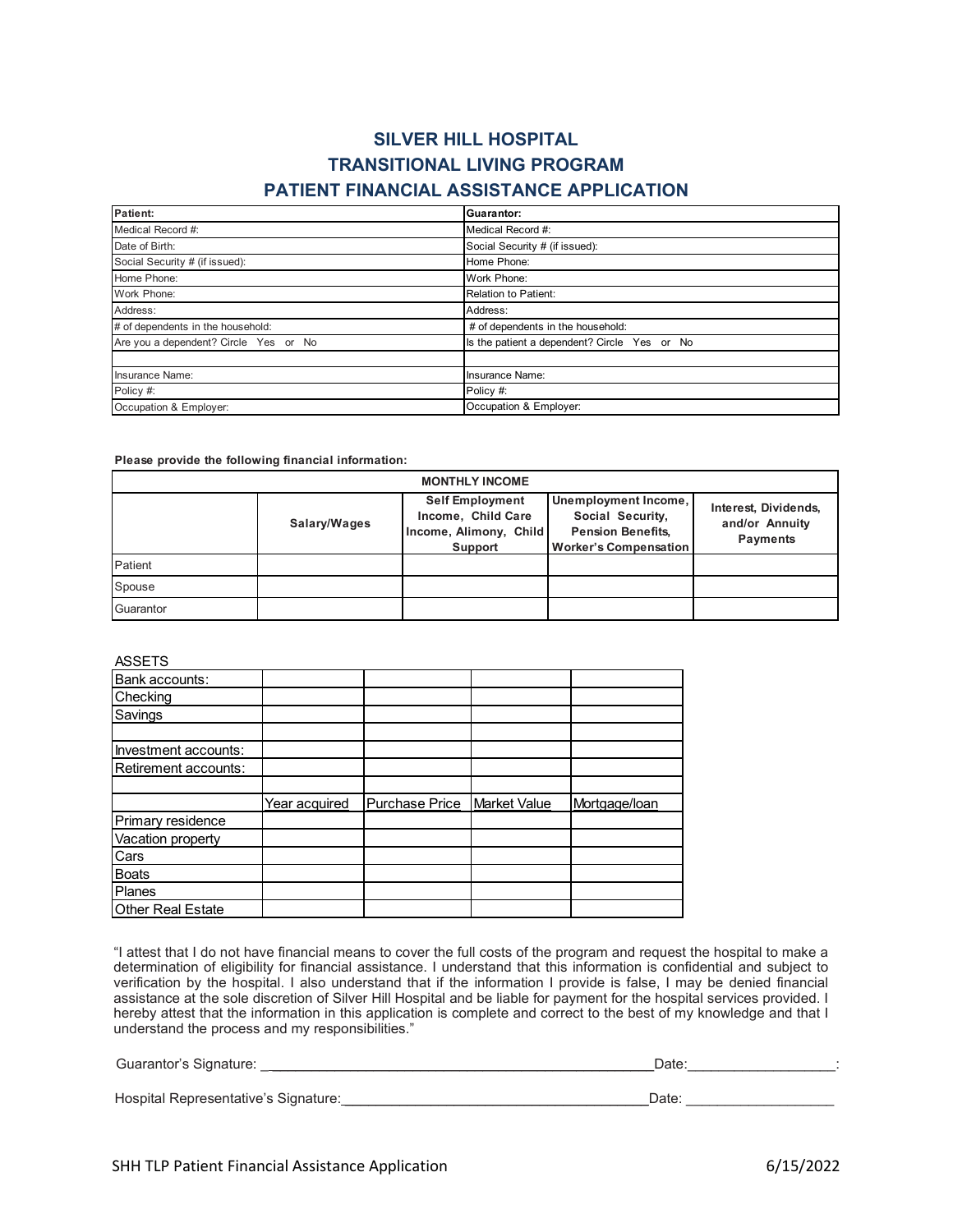# SILVER HILL HOSPITAL
# TRANSITIONAL LIVING PROGRAM
# PATIENT FINANCIAL ASSISTANCE APPLICATION

| **Patient:** | **Guarantor:** |
|---|---|
| Medical Record #: | Medical Record #: |
| Date of Birth: | Social Security # (if issued): |
| Social Security # (if issued): | Home Phone: |
| Home Phone: | Work Phone: |
| Work Phone: | Relation to Patient: |
| Address: | Address: |
| # of dependents in the household: | # of dependents in the household: |
| Are you a dependent? Circle Yes or No | Is the patient a dependent? Circle Yes or No |
| | |
| Insurance Name: | Insurance Name: |
| Policy #: | Policy #: |
| Occupation & Employer: | Occupation & Employer: |

**Please provide the following financial information:**

| **MONTHLY INCOME** | | | | |
|---|---|---|---|---|
| | **Salary/Wages** | **Self Employment Income, Child Care Income, Alimony, Child Support** | **Unemployment Income, Social Security, Pension Benefits, Worker's Compensation** | **Interest, Dividends, and/or Annuity Payments** |
| Patient | | | | |
| Spouse | | | | |
| Guarantor | | | | |

ASSETS

| Bank accounts: | | | | |
|---|---|---|---|---|
| Checking | | | | |
| Savings | | | | |
| | | | | |
| Investment accounts: | | | | |
| Retirement accounts: | | | | |
| | | | | |
| | Year acquired | Purchase Price | Market Value | Mortgage/loan |
| Primary residence | | | | |
| Vacation property | | | | |
| Cars | | | | |
| Boats | | | | |
| Planes | | | | |
| Other Real Estate | | | | |

"I attest that I do not have financial means to cover the full costs of the program and request the hospital to make a determination of eligibility for financial assistance. I understand that this information is confidential and subject to verification by the hospital. I also understand that if the information I provide is false, I may be denied financial assistance at the sole discretion of Silver Hill Hospital and be liable for payment for the hospital services provided. I hereby attest that the information in this application is complete and correct to the best of my knowledge and that I understand the process and my responsibilities."

Guarantor's Signature: \_\_\_\_\_\_\_\_\_\_\_\_\_\_\_\_\_\_\_\_\_\_\_\_\_\_\_\_\_\_\_\_\_\_\_\_\_\_\_\_\_\_\_\_ Date:\_\_\_\_\_\_\_\_\_\_\_\_\_\_\_\_\_\_:

Hospital Representative's Signature:\_\_\_\_\_\_\_\_\_\_\_\_\_\_\_\_\_\_\_\_\_\_\_\_\_\_\_\_\_\_\_\_\_\_ Date: \_\_\_\_\_\_\_\_\_\_\_\_\_\_\_\_\_\_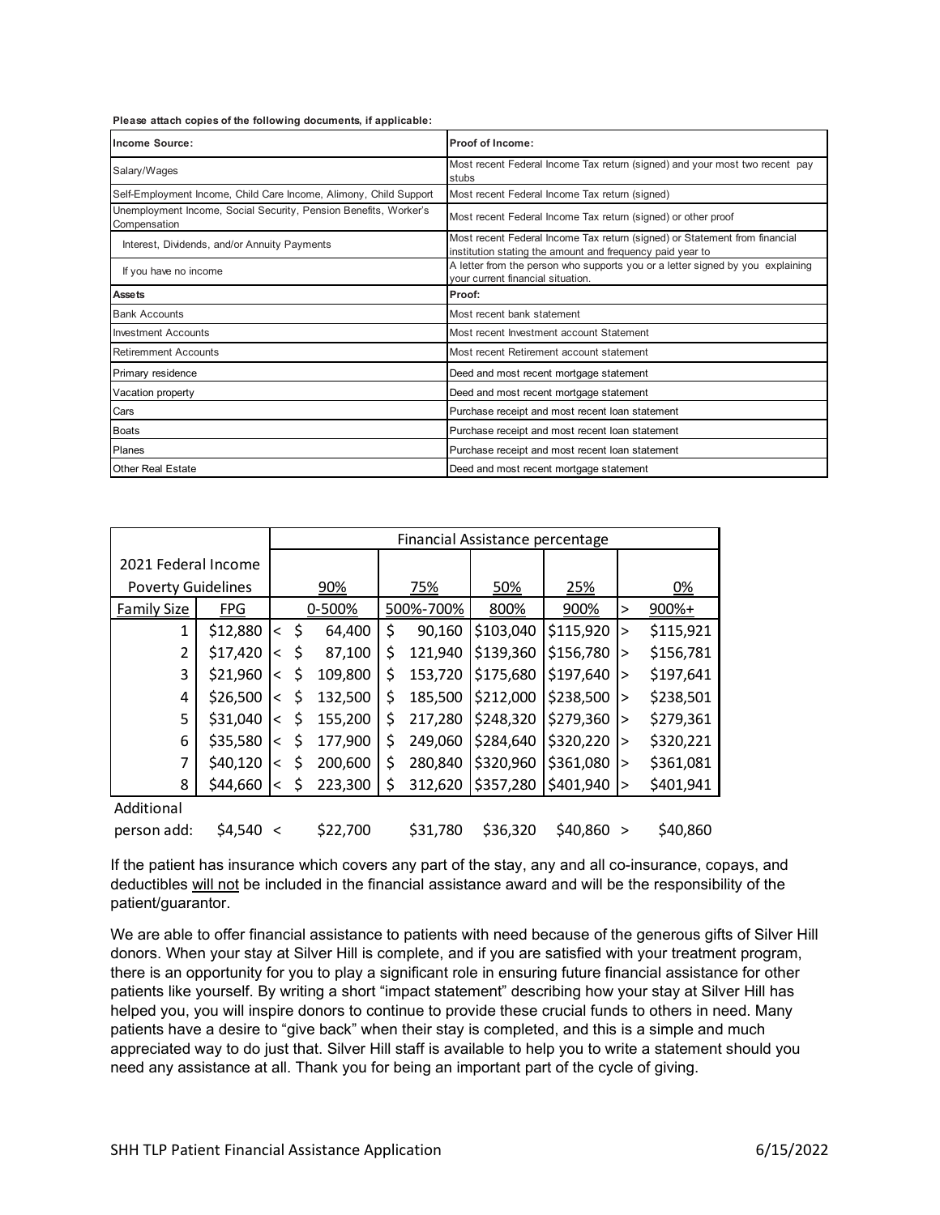**Please attach copies of the following documents, if applicable:**

| **Income Source:** | **Proof of Income:** |
|---|---|
| Salary/Wages | Most recent Federal Income Tax return (signed) and your most two recent pay stubs |
| Self-Employment Income, Child Care Income, Alimony, Child Support | Most recent Federal Income Tax return (signed) |
| Unemployment Income, Social Security, Pension Benefits, Worker's Compensation | Most recent Federal Income Tax return (signed) or other proof |
| Interest, Dividends, and/or Annuity Payments | Most recent Federal Income Tax return (signed) or Statement from financial institution stating the amount and frequency paid year to |
| If you have no income | A letter from the person who supports you or a letter signed by you explaining your current financial situation. |
| **Assets** | **Proof:** |
| Bank Accounts | Most recent bank statement |
| Investment Accounts | Most recent Investment account Statement |
| Retirement Accounts | Most recent Retirement account statement |
| Primary residence | Deed and most recent mortgage statement |
| Vacation property | Deed and most recent mortgage statement |
| Cars | Purchase receipt and most recent loan statement |
| Boats | Purchase receipt and most recent loan statement |
| Planes | Purchase receipt and most recent loan statement |
| Other Real Estate | Deed and most recent mortgage statement |

| | | Financial Assistance percentage | | | | | |
|---|---|---|---|---|---|---|---|
| 2021 Federal Income Poverty Guidelines | | 90% | 75% | 50% | 25% | | 0% |
| Family Size | FPG | 0-500% | 500%-700% | 800% | 900% | > | 900%+ |
| 1 | $12,880 | < $ 64,400 | $ 90,160 | $103,040 | $115,920 | > | $115,921 |
| 2 | $17,420 | < $ 87,100 | $ 121,940 | $139,360 | $156,780 | > | $156,781 |
| 3 | $21,960 | < $ 109,800 | $ 153,720 | $175,680 | $197,640 | > | $197,641 |
| 4 | $26,500 | < $ 132,500 | $ 185,500 | $212,000 | $238,500 | > | $238,501 |
| 5 | $31,040 | < $ 155,200 | $ 217,280 | $248,320 | $279,360 | > | $279,361 |
| 6 | $35,580 | < $ 177,900 | $ 249,060 | $284,640 | $320,220 | > | $320,221 |
| 7 | $40,120 | < $ 200,600 | $ 280,840 | $320,960 | $361,080 | > | $361,081 |
| 8 | $44,660 | < $ 223,300 | $ 312,620 | $357,280 | $401,940 | > | $401,941 |
| Additional person add: | $4,540 | < $22,700 | $31,780 | $36,320 | $40,860 | > | $40,860 |

If the patient has insurance which covers any part of the stay, any and all co-insurance, copays, and deductibles will not be included in the financial assistance award and will be the responsibility of the patient/guarantor.

We are able to offer financial assistance to patients with need because of the generous gifts of Silver Hill donors. When your stay at Silver Hill is complete, and if you are satisfied with your treatment program, there is an opportunity for you to play a significant role in ensuring future financial assistance for other patients like yourself. By writing a short "impact statement" describing how your stay at Silver Hill has helped you, you will inspire donors to continue to provide these crucial funds to others in need. Many patients have a desire to "give back" when their stay is completed, and this is a simple and much appreciated way to do just that. Silver Hill staff is available to help you to write a statement should you need any assistance at all. Thank you for being an important part of the cycle of giving.